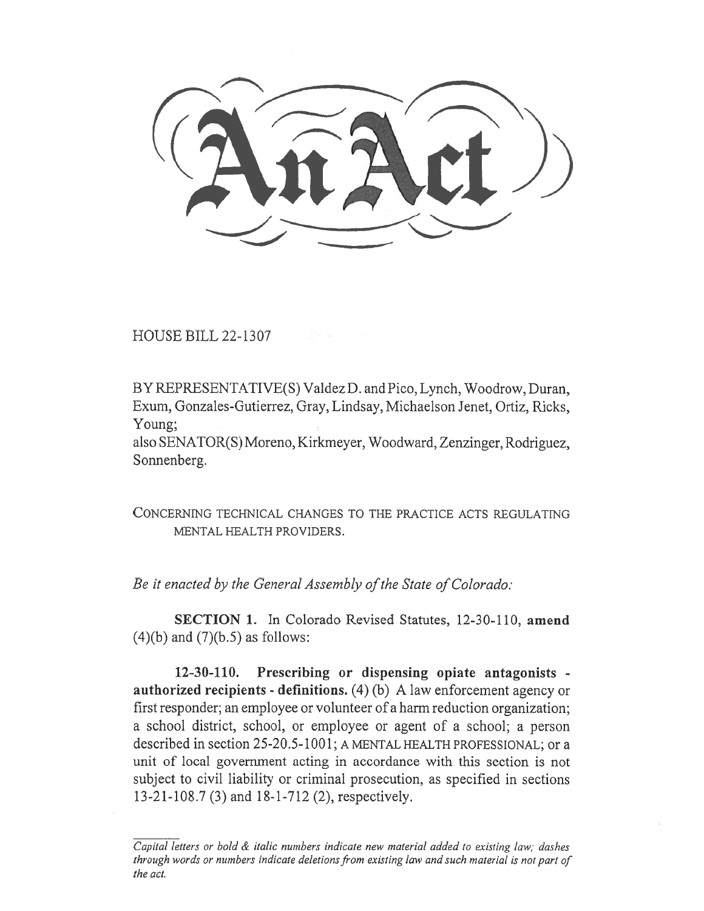# An Act

HOUSE BILL 22-1307

BY REPRESENTATIVE(S) Valdez D. and Pico, Lynch, Woodrow, Duran, Exum, Gonzales-Gutierrez, Gray, Lindsay, Michaelson Jenet, Ortiz, Ricks, Young;
also SENATOR(S) Moreno, Kirkmeyer, Woodward, Zenzinger, Rodriguez, Sonnenberg.

CONCERNING TECHNICAL CHANGES TO THE PRACTICE ACTS REGULATING MENTAL HEALTH PROVIDERS.

*Be it enacted by the General Assembly of the State of Colorado:*

**SECTION 1.** In Colorado Revised Statutes, 12-30-110, **amend** (4)(b) and (7)(b.5) as follows:

**12-30-110. Prescribing or dispensing opiate antagonists - authorized recipients - definitions.** (4) (b) A law enforcement agency or first responder; an employee or volunteer of a harm reduction organization; a school district, school, or employee or agent of a school; a person described in section 25-20.5-1001; A MENTAL HEALTH PROFESSIONAL; or a unit of local government acting in accordance with this section is not subject to civil liability or criminal prosecution, as specified in sections 13-21-108.7 (3) and 18-1-712 (2), respectively.

*Capital letters or bold & italic numbers indicate new material added to existing law; dashes through words or numbers indicate deletions from existing law and such material is not part of the act.*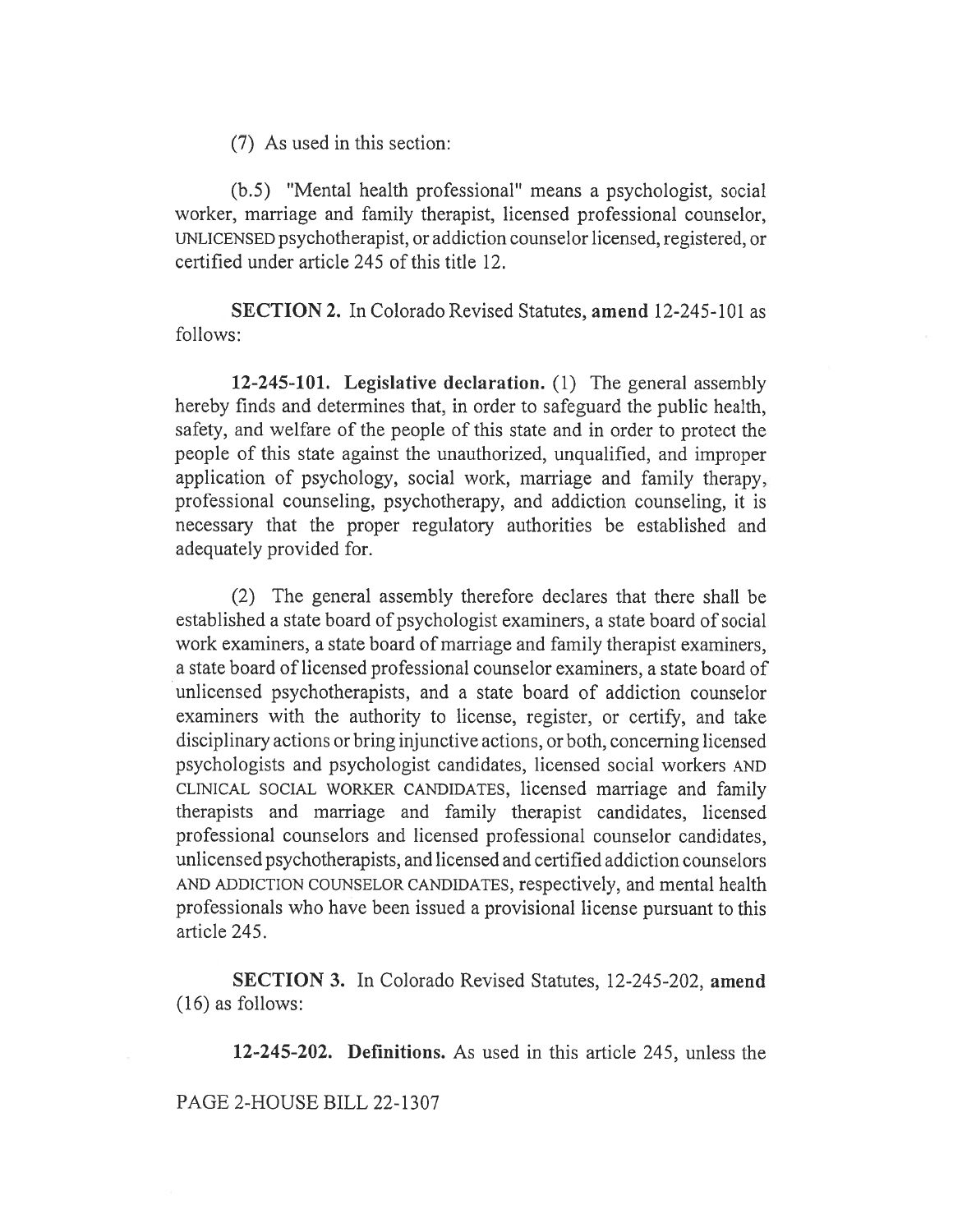(7) As used in this section:

(b.5) "Mental health professional" means a psychologist, social worker, marriage and family therapist, licensed professional counselor, UNLICENSED psychotherapist, or addiction counselor licensed, registered, or certified under article 245 of this title 12.

**SECTION 2.** In Colorado Revised Statutes, **amend** 12-245-101 as follows:

**12-245-101. Legislative declaration.** (1) The general assembly hereby finds and determines that, in order to safeguard the public health, safety, and welfare of the people of this state and in order to protect the people of this state against the unauthorized, unqualified, and improper application of psychology, social work, marriage and family therapy, professional counseling, psychotherapy, and addiction counseling, it is necessary that the proper regulatory authorities be established and adequately provided for.

(2) The general assembly therefore declares that there shall be established a state board of psychologist examiners, a state board of social work examiners, a state board of marriage and family therapist examiners, a state board of licensed professional counselor examiners, a state board of unlicensed psychotherapists, and a state board of addiction counselor examiners with the authority to license, register, or certify, and take disciplinary actions or bring injunctive actions, or both, concerning licensed psychologists and psychologist candidates, licensed social workers AND CLINICAL SOCIAL WORKER CANDIDATES, licensed marriage and family therapists and marriage and family therapist candidates, licensed professional counselors and licensed professional counselor candidates, unlicensed psychotherapists, and licensed and certified addiction counselors AND ADDICTION COUNSELOR CANDIDATES, respectively, and mental health professionals who have been issued a provisional license pursuant to this article 245.

**SECTION 3.** In Colorado Revised Statutes, 12-245-202, **amend** (16) as follows:

**12-245-202. Definitions.** As used in this article 245, unless the

PAGE 2-HOUSE BILL 22-1307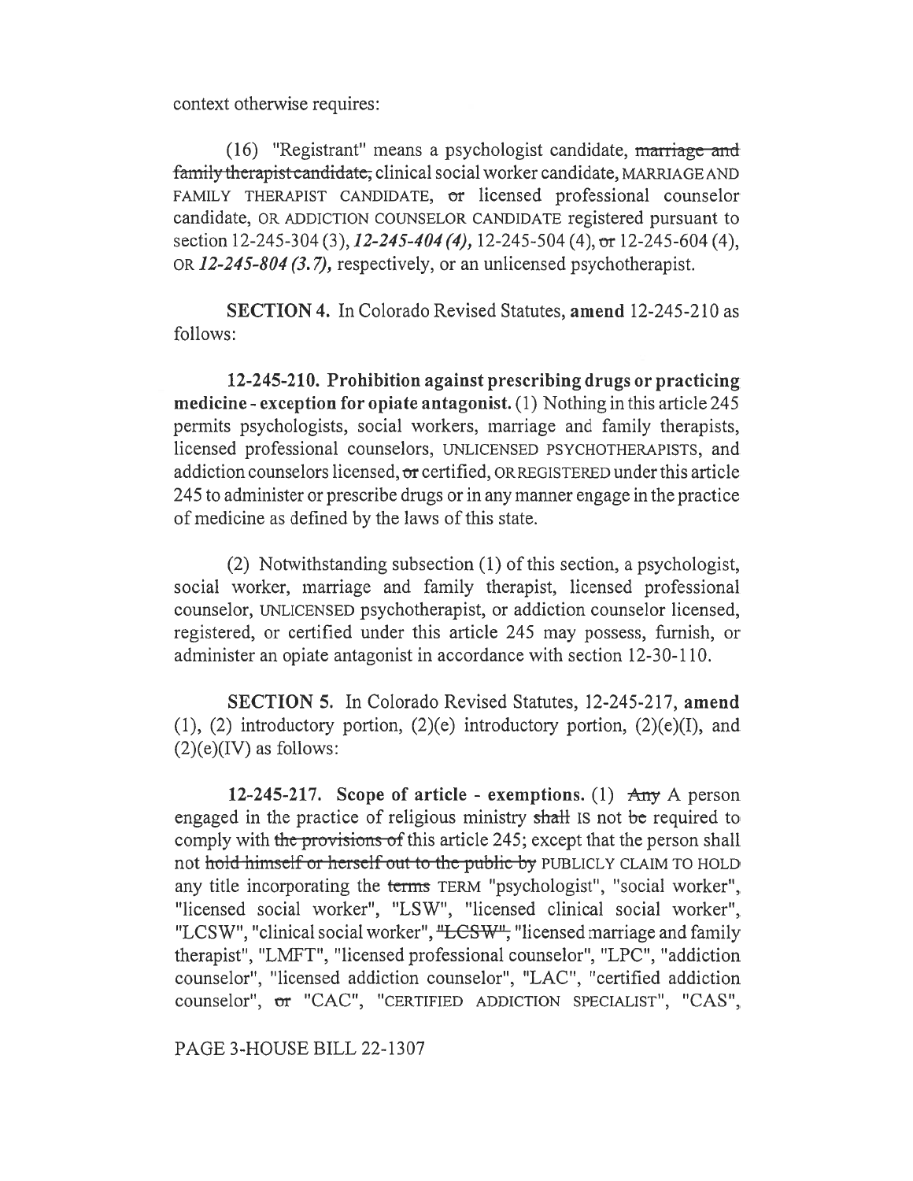context otherwise requires:

(16) "Registrant" means a psychologist candidate, marriage and family therapist candidate, clinical social worker candidate, MARRIAGE AND FAMILY THERAPIST CANDIDATE, or licensed professional counselor candidate, OR ADDICTION COUNSELOR CANDIDATE registered pursuant to section 12-245-304 (3), *12-245-404 (4),* 12-245-504 (4), or 12-245-604 (4), OR *12-245-804 (3.7),* respectively, or an unlicensed psychotherapist.

**SECTION 4.** In Colorado Revised Statutes, **amend** 12-245-210 as follows:

**12-245-210. Prohibition against prescribing drugs or practicing medicine - exception for opiate antagonist.** (1) Nothing in this article 245 permits psychologists, social workers, marriage and family therapists, licensed professional counselors, UNLICENSED PSYCHOTHERAPISTS, and addiction counselors licensed, or certified, OR REGISTERED under this article 245 to administer or prescribe drugs or in any manner engage in the practice of medicine as defined by the laws of this state.

(2) Notwithstanding subsection (1) of this section, a psychologist, social worker, marriage and family therapist, licensed professional counselor, UNLICENSED psychotherapist, or addiction counselor licensed, registered, or certified under this article 245 may possess, furnish, or administer an opiate antagonist in accordance with section 12-30-110.

**SECTION 5.** In Colorado Revised Statutes, 12-245-217, **amend** (1), (2) introductory portion, (2)(e) introductory portion, (2)(e)(I), and (2)(e)(IV) as follows:

**12-245-217. Scope of article - exemptions.** (1) Any A person engaged in the practice of religious ministry shall IS not be required to comply with the provisions of this article 245; except that the person shall not hold himself or herself out to the public by PUBLICLY CLAIM TO HOLD any title incorporating the terms TERM "psychologist", "social worker", "licensed social worker", "LSW", "licensed clinical social worker", "LCSW", "clinical social worker", "LCSW", "licensed marriage and family therapist", "LMFT", "licensed professional counselor", "LPC", "addiction counselor", "licensed addiction counselor", "LAC", "certified addiction counselor", or "CAC", "CERTIFIED ADDICTION SPECIALIST", "CAS",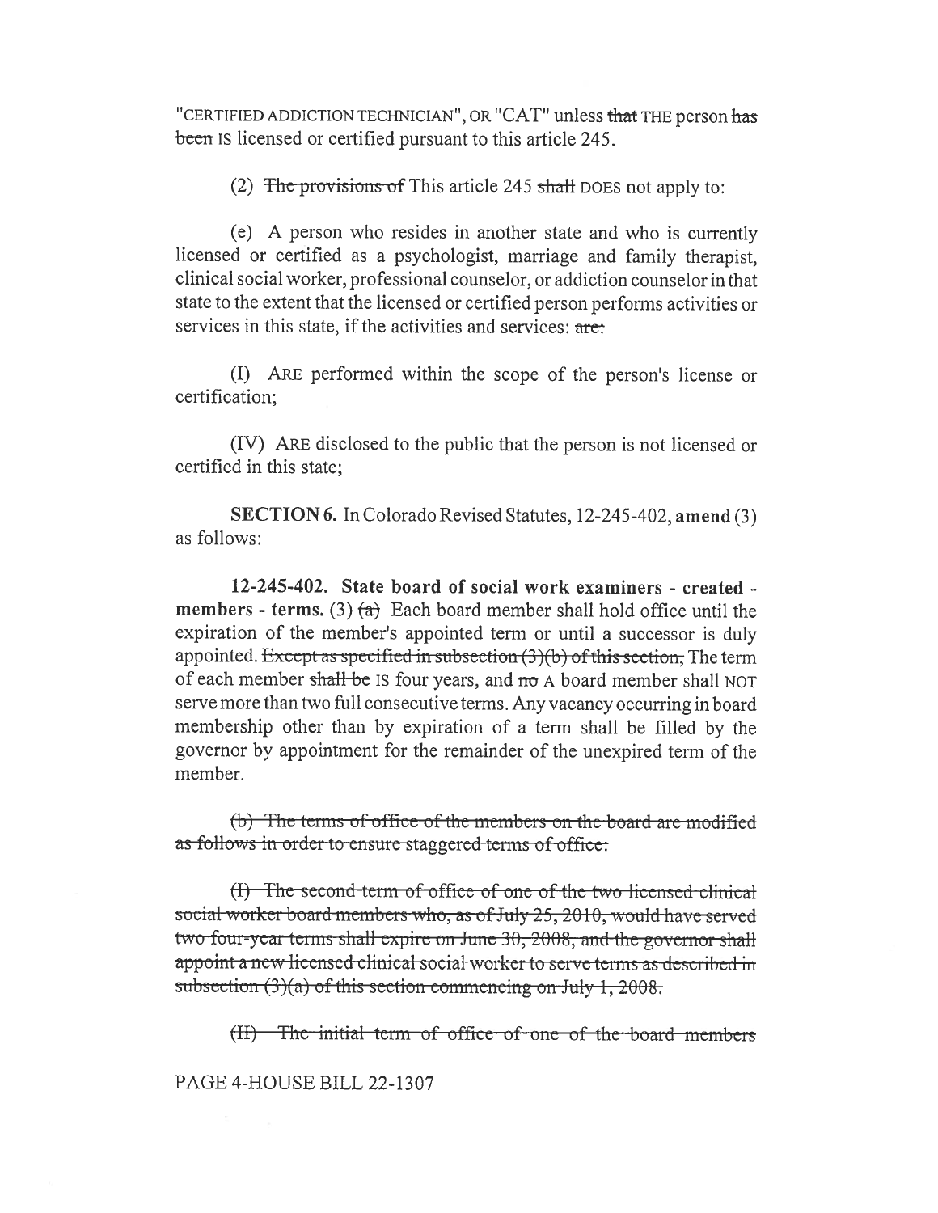"CERTIFIED ADDICTION TECHNICIAN", OR "CAT" unless ~~that~~ THE person ~~has been~~ IS licensed or certified pursuant to this article 245.

(2) ~~The provisions of~~ This article 245 ~~shall~~ DOES not apply to:

(e) A person who resides in another state and who is currently licensed or certified as a psychologist, marriage and family therapist, clinical social worker, professional counselor, or addiction counselor in that state to the extent that the licensed or certified person performs activities or services in this state, if the activities and services: ~~are:~~

(I) ARE performed within the scope of the person's license or certification;

(IV) ARE disclosed to the public that the person is not licensed or certified in this state;

**SECTION 6.** In Colorado Revised Statutes, 12-245-402, **amend** (3) as follows:

**12-245-402. State board of social work examiners - created - members - terms.** (3) ~~(a)~~ Each board member shall hold office until the expiration of the member's appointed term or until a successor is duly appointed. ~~Except as specified in subsection (3)(b) of this section,~~ The term of each member ~~shall be~~ IS four years, and ~~no~~ A board member shall NOT serve more than two full consecutive terms. Any vacancy occurring in board membership other than by expiration of a term shall be filled by the governor by appointment for the remainder of the unexpired term of the member.

~~(b) The terms of office of the members on the board are modified as follows in order to ensure staggered terms of office:~~

~~(I) The second term of office of one of the two licensed clinical social worker board members who, as of July 25, 2010, would have served two four-year terms shall expire on June 30, 2008, and the governor shall appoint a new licensed clinical social worker to serve terms as described in subsection (3)(a) of this section commencing on July 1, 2008.~~

~~(II) The initial term of office of one of the board members~~

PAGE 4-HOUSE BILL 22-1307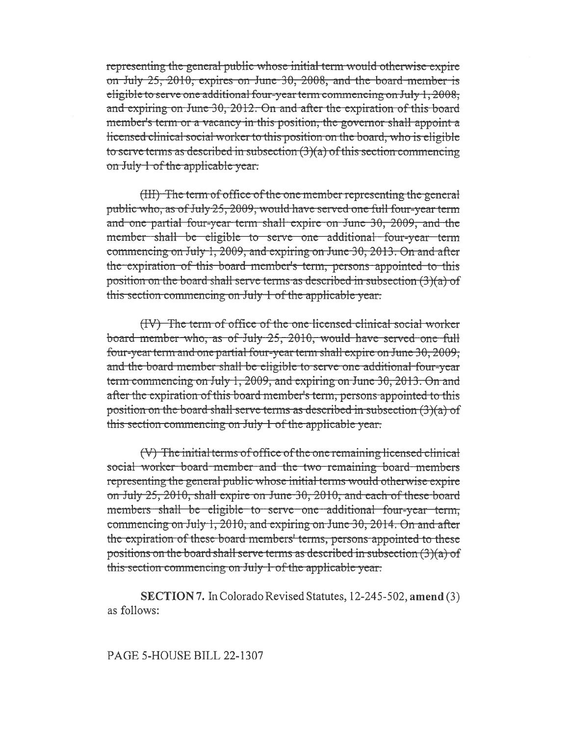~~representing the general public whose initial term would otherwise expire on July 25, 2010, expires on June 30, 2008, and the board member is eligible to serve one additional four-year term commencing on July 1, 2008, and expiring on June 30, 2012. On and after the expiration of this board member's term or a vacancy in this position, the governor shall appoint a licensed clinical social worker to this position on the board, who is eligible to serve terms as described in subsection (3)(a) of this section commencing on July 1 of the applicable year.~~

~~(III) The term of office of the one member representing the general public who, as of July 25, 2009, would have served one full four-year term and one partial four-year term shall expire on June 30, 2009, and the member shall be eligible to serve one additional four-year term commencing on July 1, 2009, and expiring on June 30, 2013. On and after the expiration of this board member's term, persons appointed to this position on the board shall serve terms as described in subsection (3)(a) of this section commencing on July 1 of the applicable year.~~

~~(IV) The term of office of the one licensed clinical social worker board member who, as of July 25, 2010, would have served one full four-year term and one partial four-year term shall expire on June 30, 2009, and the board member shall be eligible to serve one additional four-year term commencing on July 1, 2009, and expiring on June 30, 2013. On and after the expiration of this board member's term, persons appointed to this position on the board shall serve terms as described in subsection (3)(a) of this section commencing on July 1 of the applicable year.~~

~~(V) The initial terms of office of the one remaining licensed clinical social worker board member and the two remaining board members representing the general public whose initial terms would otherwise expire on July 25, 2010, shall expire on June 30, 2010, and each of these board members shall be eligible to serve one additional four-year term, commencing on July 1, 2010, and expiring on June 30, 2014. On and after the expiration of these board members' terms, persons appointed to these positions on the board shall serve terms as described in subsection (3)(a) of this section commencing on July 1 of the applicable year.~~

**SECTION 7.** In Colorado Revised Statutes, 12-245-502, **amend** (3) as follows: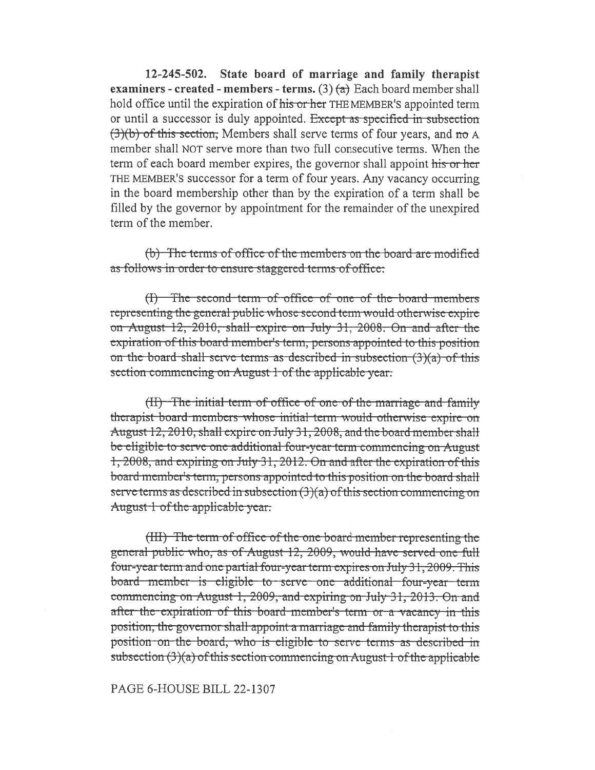**12-245-502. State board of marriage and family therapist examiners - created - members - terms.** (3) ~~(a)~~ Each board member shall hold office until the expiration of ~~his or her~~ THE MEMBER'S appointed term or until a successor is duly appointed. ~~Except as specified in subsection (3)(b) of this section,~~ Members shall serve terms of four years, and ~~no~~ A member shall NOT serve more than two full consecutive terms. When the term of each board member expires, the governor shall appoint ~~his or her~~ THE MEMBER'S successor for a term of four years. Any vacancy occurring in the board membership other than by the expiration of a term shall be filled by the governor by appointment for the remainder of the unexpired term of the member.

~~(b) The terms of office of the members on the board are modified as follows in order to ensure staggered terms of office:~~

~~(I) The second term of office of one of the board members representing the general public whose second term would otherwise expire on August 12, 2010, shall expire on July 31, 2008. On and after the expiration of this board member's term, persons appointed to this position on the board shall serve terms as described in subsection (3)(a) of this section commencing on August 1 of the applicable year.~~

~~(II) The initial term of office of one of the marriage and family therapist board members whose initial term would otherwise expire on August 12, 2010, shall expire on July 31, 2008, and the board member shall be eligible to serve one additional four-year term commencing on August 1, 2008, and expiring on July 31, 2012. On and after the expiration of this board member's term, persons appointed to this position on the board shall serve terms as described in subsection (3)(a) of this section commencing on August 1 of the applicable year.~~

~~(III) The term of office of the one board member representing the general public who, as of August 12, 2009, would have served one full four-year term and one partial four-year term expires on July 31, 2009. This board member is eligible to serve one additional four-year term commencing on August 1, 2009, and expiring on July 31, 2013. On and after the expiration of this board member's term or a vacancy in this position, the governor shall appoint a marriage and family therapist to this position on the board, who is eligible to serve terms as described in subsection (3)(a) of this section commencing on August 1 of the applicable~~

PAGE 6-HOUSE BILL 22-1307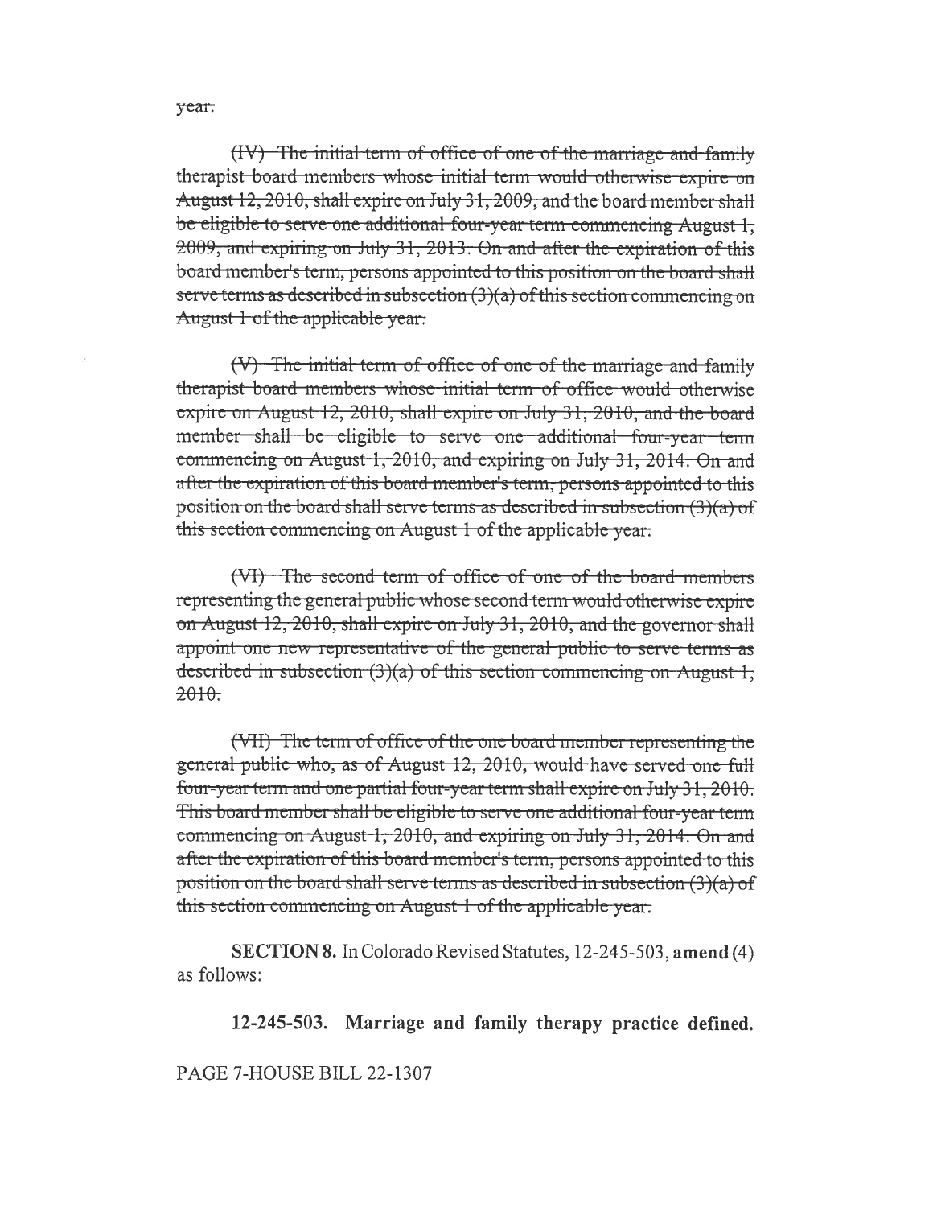~~year.~~

~~(IV) The initial term of office of one of the marriage and family therapist board members whose initial term would otherwise expire on August 12, 2010, shall expire on July 31, 2009, and the board member shall be eligible to serve one additional four-year term commencing August 1, 2009, and expiring on July 31, 2013. On and after the expiration of this board member's term, persons appointed to this position on the board shall serve terms as described in subsection (3)(a) of this section commencing on August 1 of the applicable year.~~

~~(V) The initial term of office of one of the marriage and family therapist board members whose initial term of office would otherwise expire on August 12, 2010, shall expire on July 31, 2010, and the board member shall be eligible to serve one additional four-year term commencing on August 1, 2010, and expiring on July 31, 2014. On and after the expiration of this board member's term, persons appointed to this position on the board shall serve terms as described in subsection (3)(a) of this section commencing on August 1 of the applicable year.~~

~~(VI) The second term of office of one of the board members representing the general public whose second term would otherwise expire on August 12, 2010, shall expire on July 31, 2010, and the governor shall appoint one new representative of the general public to serve terms as described in subsection (3)(a) of this section commencing on August 1, 2010.~~

~~(VII) The term of office of the one board member representing the general public who, as of August 12, 2010, would have served one full four-year term and one partial four-year term shall expire on July 31, 2010. This board member shall be eligible to serve one additional four-year term commencing on August 1, 2010, and expiring on July 31, 2014. On and after the expiration of this board member's term, persons appointed to this position on the board shall serve terms as described in subsection (3)(a) of this section commencing on August 1 of the applicable year.~~

**SECTION 8.** In Colorado Revised Statutes, 12-245-503, **amend** (4) as follows:

**12-245-503. Marriage and family therapy practice defined.**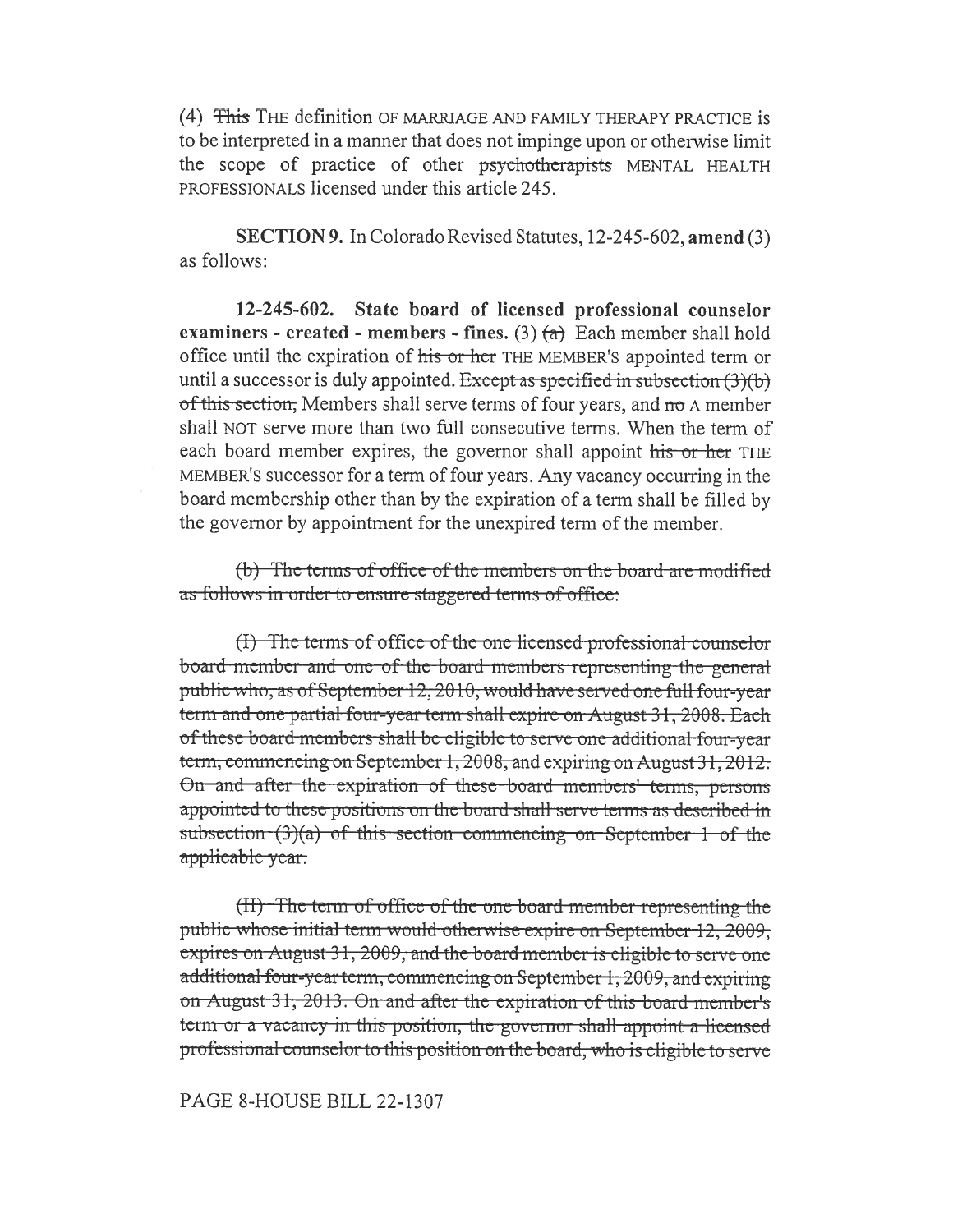(4) ~~This~~ THE definition OF MARRIAGE AND FAMILY THERAPY PRACTICE is to be interpreted in a manner that does not impinge upon or otherwise limit the scope of practice of other ~~psychotherapists~~ MENTAL HEALTH PROFESSIONALS licensed under this article 245.

**SECTION 9.** In Colorado Revised Statutes, 12-245-602, **amend** (3) as follows:

**12-245-602. State board of licensed professional counselor examiners - created - members - fines.** (3) ~~(a)~~ Each member shall hold office until the expiration of ~~his or her~~ THE MEMBER'S appointed term or until a successor is duly appointed. ~~Except as specified in subsection (3)(b) of this section,~~ Members shall serve terms of four years, and ~~no~~ A member shall NOT serve more than two full consecutive terms. When the term of each board member expires, the governor shall appoint ~~his or her~~ THE MEMBER'S successor for a term of four years. Any vacancy occurring in the board membership other than by the expiration of a term shall be filled by the governor by appointment for the unexpired term of the member.

~~(b) The terms of office of the members on the board are modified as follows in order to ensure staggered terms of office:~~

~~(I) The terms of office of the one licensed professional counselor board member and one of the board members representing the general public who, as of September 12, 2010, would have served one full four-year term and one partial four-year term shall expire on August 31, 2008. Each of these board members shall be eligible to serve one additional four-year term, commencing on September 1, 2008, and expiring on August 31, 2012. On and after the expiration of these board members' terms, persons appointed to these positions on the board shall serve terms as described in subsection (3)(a) of this section commencing on September 1 of the applicable year.~~

~~(II) The term of office of the one board member representing the public whose initial term would otherwise expire on September 12, 2009, expires on August 31, 2009, and the board member is eligible to serve one additional four-year term, commencing on September 1, 2009, and expiring on August 31, 2013. On and after the expiration of this board member's term or a vacancy in this position, the governor shall appoint a licensed professional counselor to this position on the board, who is eligible to serve~~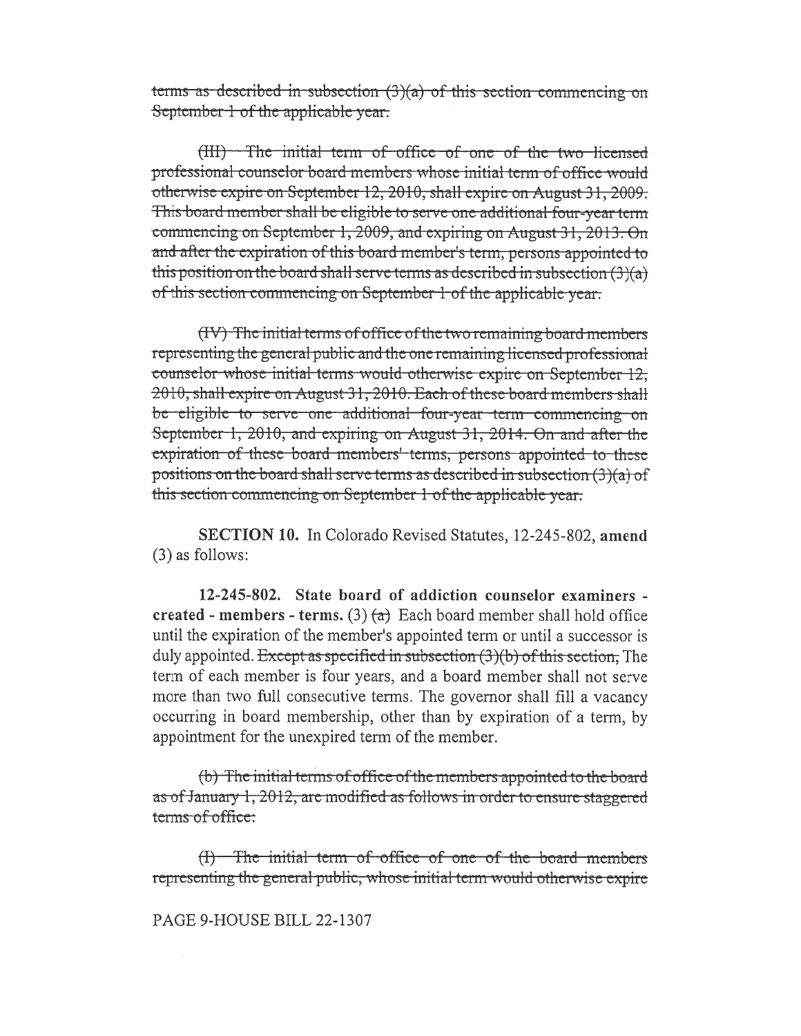~~terms as described in subsection (3)(a) of this section commencing on September 1 of the applicable year.~~

~~(III) The initial term of office of one of the two licensed professional counselor board members whose initial term of office would otherwise expire on September 12, 2010, shall expire on August 31, 2009. This board member shall be eligible to serve one additional four-year term commencing on September 1, 2009, and expiring on August 31, 2013. On and after the expiration of this board member's term, persons appointed to this position on the board shall serve terms as described in subsection (3)(a) of this section commencing on September 1 of the applicable year.~~

~~(IV) The initial terms of office of the two remaining board members representing the general public and the one remaining licensed professional counselor whose initial terms would otherwise expire on September 12, 2010, shall expire on August 31, 2010. Each of these board members shall be eligible to serve one additional four-year term commencing on September 1, 2010, and expiring on August 31, 2014. On and after the expiration of these board members' terms, persons appointed to these positions on the board shall serve terms as described in subsection (3)(a) of this section commencing on September 1 of the applicable year.~~

**SECTION 10.** In Colorado Revised Statutes, 12-245-802, **amend** (3) as follows:

**12-245-802. State board of addiction counselor examiners - created - members - terms.** (3) ~~(a)~~ Each board member shall hold office until the expiration of the member's appointed term or until a successor is duly appointed. ~~Except as specified in subsection (3)(b) of this section,~~ The term of each member is four years, and a board member shall not serve more than two full consecutive terms. The governor shall fill a vacancy occurring in board membership, other than by expiration of a term, by appointment for the unexpired term of the member.

~~(b) The initial terms of office of the members appointed to the board as of January 1, 2012, are modified as follows in order to ensure staggered terms of office:~~

~~(I) The initial term of office of one of the board members representing the general public, whose initial term would otherwise expire~~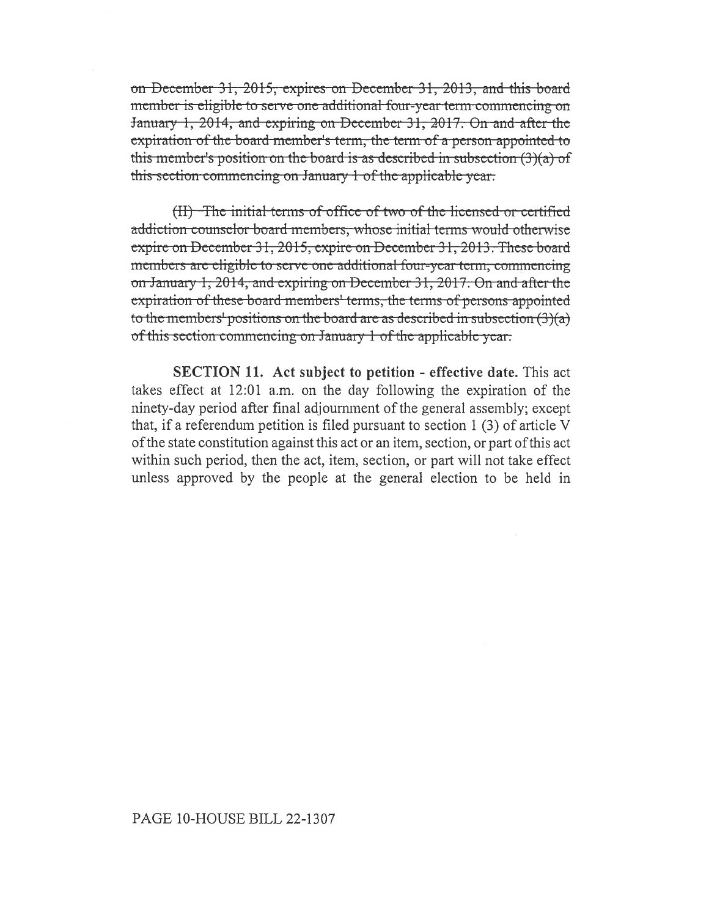~~on December 31, 2015, expires on December 31, 2013, and this board member is eligible to serve one additional four-year term commencing on January 1, 2014, and expiring on December 31, 2017. On and after the expiration of the board member's term, the term of a person appointed to this member's position on the board is as described in subsection (3)(a) of this section commencing on January 1 of the applicable year.~~

~~(II) The initial terms of office of two of the licensed or certified addiction counselor board members, whose initial terms would otherwise expire on December 31, 2015, expire on December 31, 2013. These board members are eligible to serve one additional four-year term, commencing on January 1, 2014, and expiring on December 31, 2017. On and after the expiration of these board members' terms, the terms of persons appointed to the members' positions on the board are as described in subsection (3)(a) of this section commencing on January 1 of the applicable year.~~

**SECTION 11. Act subject to petition - effective date.** This act takes effect at 12:01 a.m. on the day following the expiration of the ninety-day period after final adjournment of the general assembly; except that, if a referendum petition is filed pursuant to section 1 (3) of article V of the state constitution against this act or an item, section, or part of this act within such period, then the act, item, section, or part will not take effect unless approved by the people at the general election to be held in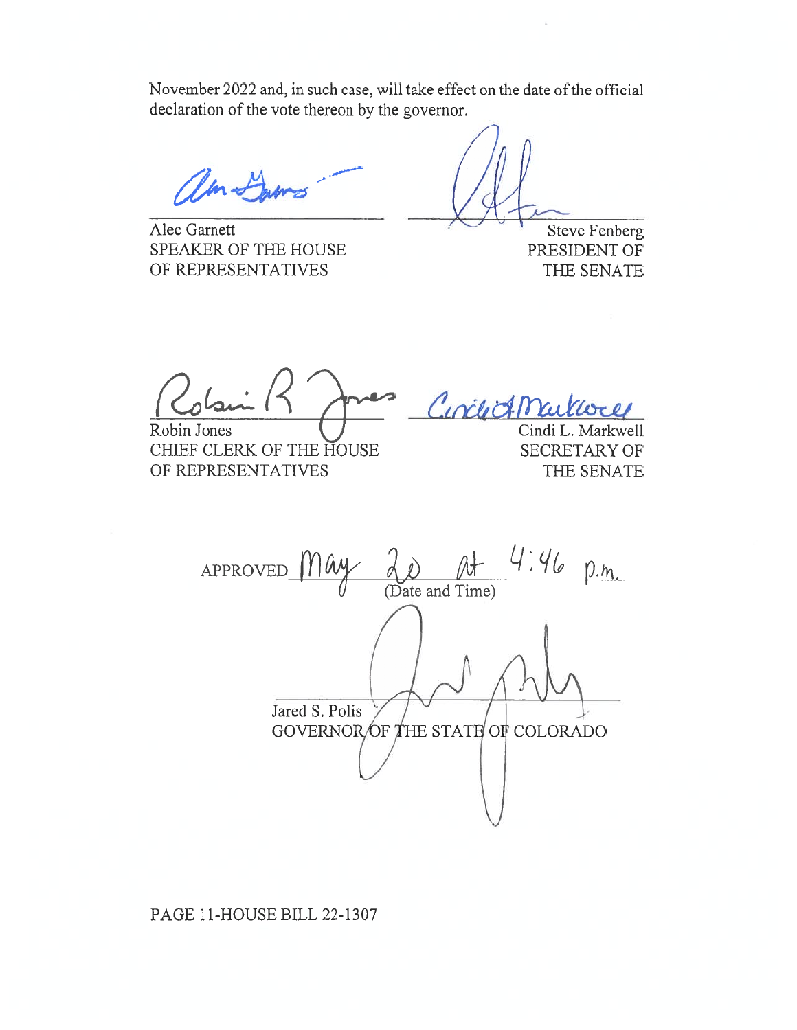November 2022 and, in such case, will take effect on the date of the official declaration of the vote thereon by the governor.

Alec Garnett
SPEAKER OF THE HOUSE
OF REPRESENTATIVES

Steve Fenberg
PRESIDENT OF
THE SENATE

Robin Jones
CHIEF CLERK OF THE HOUSE
OF REPRESENTATIVES

Cindi L. Markwell
SECRETARY OF
THE SENATE

APPROVED May 20 at 4:46 p.m.
(Date and Time)

Jared S. Polis
GOVERNOR OF THE STATE OF COLORADO

PAGE 11-HOUSE BILL 22-1307